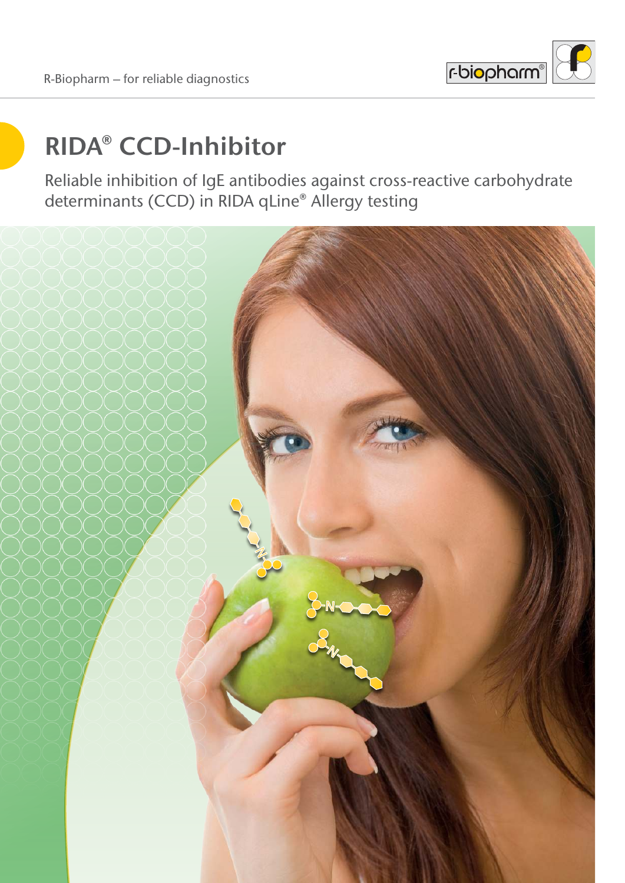R-Biopharm – for reliable diagnostics

# RIDA® CCD-Inhibitor

Reliable inhibition of IgE antibodies against cross-reactive carbohydrate determinants (CCD) in RIDA qLine® Allergy testing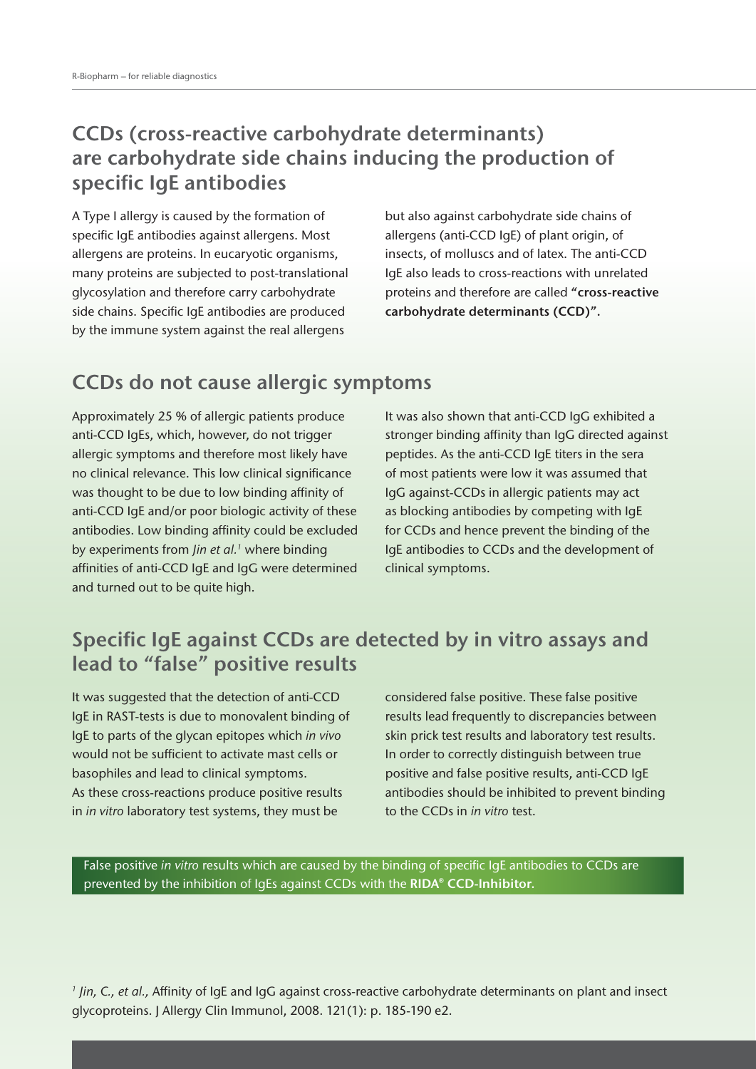## CCDs (cross-reactive carbohydrate determinants) are carbohydrate side chains inducing the production of specific IgE antibodies

A Type I allergy is caused by the formation of specific IgE antibodies against allergens. Most allergens are proteins. In eucaryotic organisms, many proteins are subjected to post-translational glycosylation and therefore carry carbohydrate side chains. Specific IgE antibodies are produced by the immune system against the real allergens but also against carbohydrate side chains of allergens (anti-CCD IgE) of plant origin, of insects, of molluscs and of latex. The anti-CCD IgE also leads to cross-reactions with unrelated proteins and therefore are called **"cross-reactive carbohydrate determinants (CCD)".**

## CCDs do not cause allergic symptoms

Approximately 25 % of allergic patients produce anti-CCD IgEs, which, however, do not trigger allergic symptoms and therefore most likely have no clinical relevance. This low clinical significance was thought to be due to low binding affinity of anti-CCD IgE and/or poor biologic activity of these antibodies. Low binding affinity could be excluded by experiments from *Jin et al.*[1] where binding affinities of anti-CCD IgE and IgG were determined and turned out to be quite high.

It was also shown that anti-CCD IgG exhibited a stronger binding affinity than IgG directed against peptides. As the anti-CCD IgE titers in the sera of most patients were low it was assumed that IgG against-CCDs in allergic patients may act as blocking antibodies by competing with IgE for CCDs and hence prevent the binding of the IgE antibodies to CCDs and the development of clinical symptoms.

## Specific IgE against CCDs are detected by in vitro assays and lead to "false" positive results

It was suggested that the detection of anti-CCD IgE in RAST-tests is due to monovalent binding of IgE to parts of the glycan epitopes which *in vivo* would not be sufficient to activate mast cells or basophiles and lead to clinical symptoms.
As these cross-reactions produce positive results in *in vitro* laboratory test systems, they must be considered false positive. These false positive results lead frequently to discrepancies between skin prick test results and laboratory test results. In order to correctly distinguish between true positive and false positive results, anti-CCD IgE antibodies should be inhibited to prevent binding to the CCDs in *in vitro* test.

False positive *in vitro* results which are caused by the binding of specific IgE antibodies to CCDs are prevented by the inhibition of IgEs against CCDs with the **RIDA® CCD-Inhibitor.**

[1] *Jin, C., et al.,* Affinity of IgE and IgG against cross-reactive carbohydrate determinants on plant and insect glycoproteins. J Allergy Clin Immunol, 2008. 121(1): p. 185-190 e2.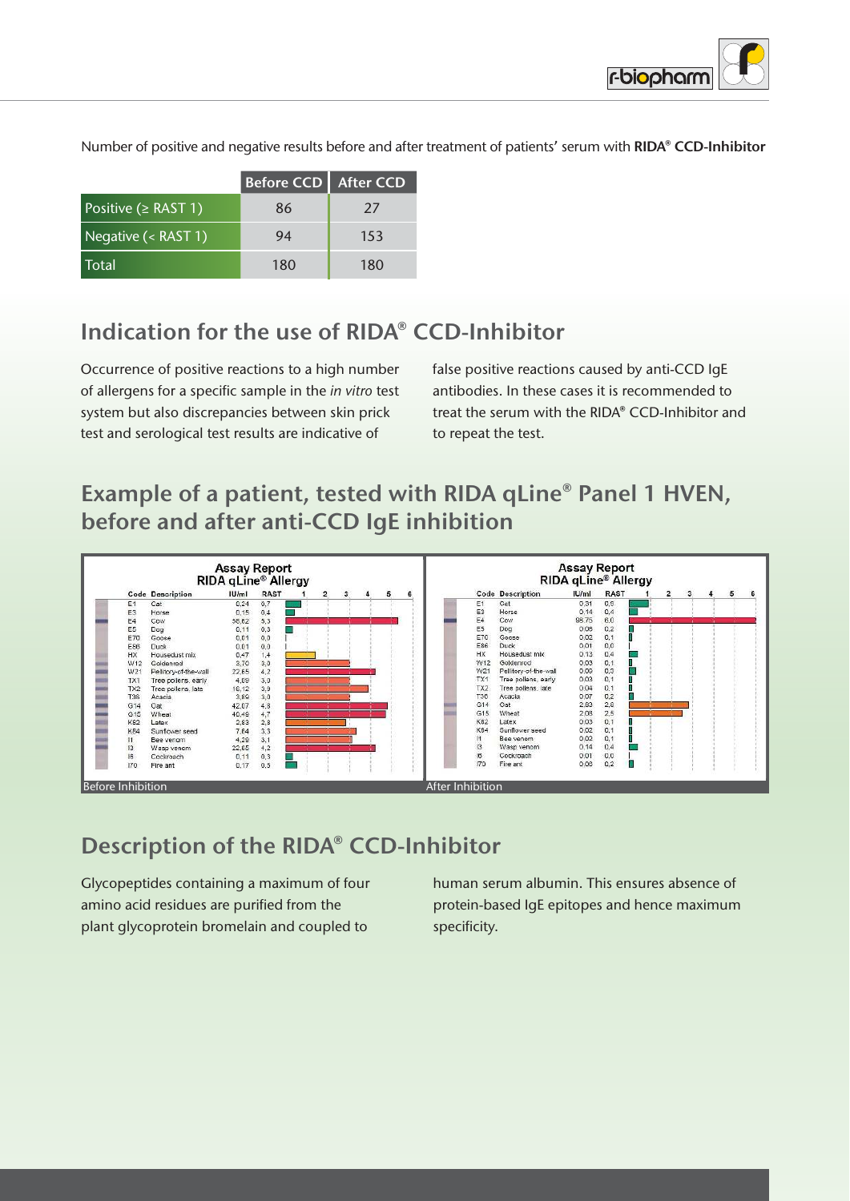Number of positive and negative results before and after treatment of patients' serum with **RIDA® CCD-Inhibitor**

| | Before CCD | After CCD |
|---|---|---|
| Positive (≥ RAST 1) | 86 | 27 |
| Negative (< RAST 1) | 94 | 153 |
| Total | 180 | 180 |

## Indication for the use of RIDA® CCD-Inhibitor

Occurrence of positive reactions to a high number of allergens for a specific sample in the *in vitro* test system but also discrepancies between skin prick test and serological test results are indicative of false positive reactions caused by anti-CCD IgE antibodies. In these cases it is recommended to treat the serum with the RIDA® CCD-Inhibitor and to repeat the test.

## Example of a patient, tested with RIDA qLine® Panel 1 HVEN, before and after anti-CCD IgE inhibition

**Assay Report RIDA qLine® Allergy – Before Inhibition**

| Code | Description | IU/ml | RAST |
|---|---|---|---|
| E1 | Cat | 0,24 | 0,7 |
| E3 | Horse | 0,15 | 0,4 |
| E4 | Cow | 56,62 | 5,3 |
| E5 | Dog | 0,11 | 0,3 |
| E70 | Goose | 0,01 | 0,0 |
| E86 | Duck | 0,01 | 0,0 |
| HX | Housedust mix | 0,47 | 1,4 |
| W12 | Goldenrod | 3,70 | 3,0 |
| W21 | Pellitory-of-the-wall | 22,65 | 4,2 |
| TX1 | Tree pollens, early | 4,09 | 3,0 |
| TX2 | Tree pollens, late | 16,12 | 3,9 |
| T36 | Acacia | 3,89 | 3,0 |
| G14 | Oat | 42,07 | 4,8 |
| G15 | Wheat | 40,48 | 4,7 |
| K82 | Latex | 2,83 | 2,8 |
| K84 | Sunflower seed | 7,64 | 3,3 |
| I1 | Bee venom | 4,29 | 3,1 |
| I3 | Wasp venom | 22,65 | 4,2 |
| I6 | Cockroach | 0,11 | 0,3 |
| I70 | Fire ant | 0,17 | 0,5 |

**Assay Report RIDA qLine® Allergy – After Inhibition**

| Code | Description | IU/ml | RAST |
|---|---|---|---|
| E1 | Cat | 0,31 | 0,9 |
| E3 | Horse | 0,14 | 0,4 |
| E4 | Cow | 98,75 | 6,0 |
| E5 | Dog | 0,06 | 0,2 |
| E70 | Goose | 0,02 | 0,1 |
| E86 | Duck | 0,01 | 0,0 |
| HX | Housedust mix | 0,13 | 0,4 |
| W12 | Goldenrod | 0,03 | 0,1 |
| W21 | Pellitory-of-the-wall | 0,09 | 0,3 |
| TX1 | Tree pollens, early | 0,03 | 0,1 |
| TX2 | Tree pollens, late | 0,04 | 0,1 |
| T36 | Acacia | 0,07 | 0,2 |
| G14 | Oat | 2,83 | 2,8 |
| G15 | Wheat | 2,08 | 2,5 |
| K82 | Latex | 0,03 | 0,1 |
| K84 | Sunflower seed | 0,02 | 0,1 |
| I1 | Bee venom | 0,02 | 0,1 |
| I3 | Wasp venom | 0,14 | 0,4 |
| I6 | Cockroach | 0,01 | 0,0 |
| I70 | Fire ant | 0,06 | 0,2 |

Before Inhibition | After Inhibition

## Description of the RIDA® CCD-Inhibitor

Glycopeptides containing a maximum of four amino acid residues are purified from the plant glycoprotein bromelain and coupled to human serum albumin. This ensures absence of protein-based IgE epitopes and hence maximum specificity.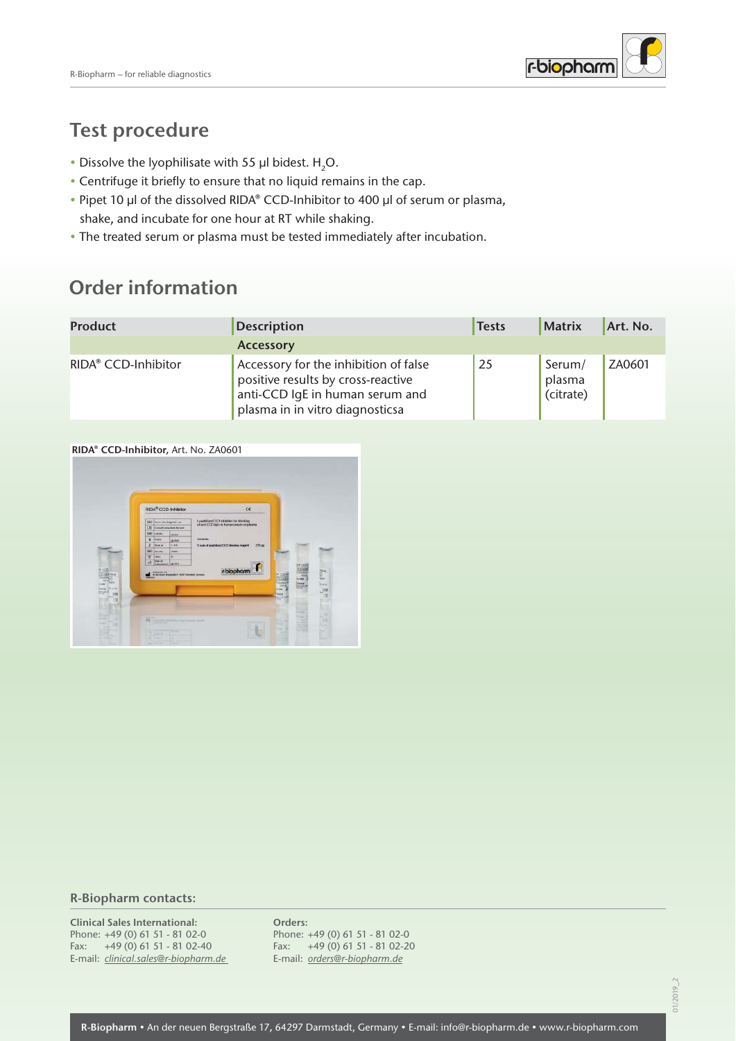## Test procedure

- Dissolve the lyophilisate with 55 µl bidest. $H_2O$.
- Centrifuge it briefly to ensure that no liquid remains in the cap.
- Pipet 10 µl of the dissolved RIDA® CCD-Inhibitor to 400 µl of serum or plasma, shake, and incubate for one hour at RT while shaking.
- The treated serum or plasma must be tested immediately after incubation.

## Order information

| Product | Description | Tests | Matrix | Art. No. |
|---|---|---|---|---|
| | Accessory | | | |
| RIDA® CCD-Inhibitor | Accessory for the inhibition of false positive results by cross-reactive anti-CCD IgE in human serum and plasma in in vitro diagnosticsa | 25 | Serum/ plasma (citrate) | ZA0601 |

**RIDA® CCD-Inhibitor,** Art. No. ZA0601

### R-Biopharm contacts:

**Clinical Sales International:**
Phone: +49 (0) 61 51 - 81 02-0
Fax: +49 (0) 61 51 - 81 02-40
E-mail: *clinical.sales@r-biopharm.de*

**Orders:**
Phone: +49 (0) 61 51 - 81 02-0
Fax: +49 (0) 61 51 - 81 02-20
E-mail: *orders@r-biopharm.de*

01/2019_2

**R-Biopharm** • An der neuen Bergstraße 17, 64297 Darmstadt, Germany • E-mail: info@r-biopharm.de • www.r-biopharm.com